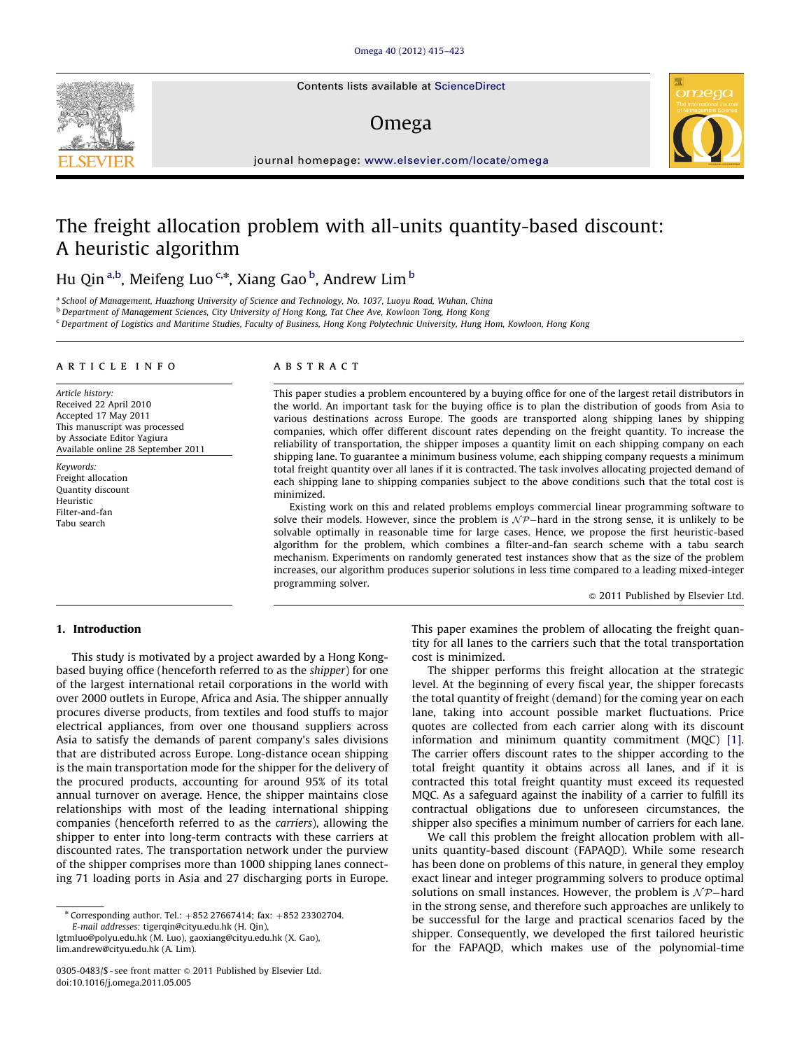# The freight allocation problem with all-units quantity-based discount: A heuristic algorithm

Hu Qin [a,b], Meifeng Luo [c,*], Xiang Gao [b], Andrew Lim [b]

[a] School of Management, Huazhong University of Science and Technology, No. 1037, Luoyu Road, Wuhan, China
[b] Department of Management Sciences, City University of Hong Kong, Tat Chee Ave, Kowloon Tong, Hong Kong
[c] Department of Logistics and Maritime Studies, Faculty of Business, Hong Kong Polytechnic University, Hung Hom, Kowloon, Hong Kong

## ARTICLE INFO

*Article history:*
Received 22 April 2010
Accepted 17 May 2011
This manuscript was processed by Associate Editor Yagiura
Available online 28 September 2011

*Keywords:*
Freight allocation
Quantity discount
Heuristic
Filter-and-fan
Tabu search

## ABSTRACT

This paper studies a problem encountered by a buying office for one of the largest retail distributors in the world. An important task for the buying office is to plan the distribution of goods from Asia to various destinations across Europe. The goods are transported along shipping lanes by shipping companies, which offer different discount rates depending on the freight quantity. To increase the reliability of transportation, the shipper imposes a quantity limit on each shipping company on each shipping lane. To guarantee a minimum business volume, each shipping company requests a minimum total freight quantity over all lanes if it is contracted. The task involves allocating projected demand of each shipping lane to shipping companies subject to the above conditions such that the total cost is minimized.

Existing work on this and related problems employs commercial linear programming software to solve their models. However, since the problem is $\mathcal{NP}$–hard in the strong sense, it is unlikely to be solvable optimally in reasonable time for large cases. Hence, we propose the first heuristic-based algorithm for the problem, which combines a filter-and-fan search scheme with a tabu search mechanism. Experiments on randomly generated test instances show that as the size of the problem increases, our algorithm produces superior solutions in less time compared to a leading mixed-integer programming solver.

© 2011 Published by Elsevier Ltd.

## 1. Introduction

This study is motivated by a project awarded by a Hong Kong-based buying office (henceforth referred to as the *shipper*) for one of the largest international retail corporations in the world with over 2000 outlets in Europe, Africa and Asia. The shipper annually procures diverse products, from textiles and food stuffs to major electrical appliances, from over one thousand suppliers across Asia to satisfy the demands of parent company's sales divisions that are distributed across Europe. Long-distance ocean shipping is the main transportation mode for the shipper for the delivery of the procured products, accounting for around 95% of its total annual turnover on average. Hence, the shipper maintains close relationships with most of the leading international shipping companies (henceforth referred to as the *carriers*), allowing the shipper to enter into long-term contracts with these carriers at discounted rates. The transportation network under the purview of the shipper comprises more than 1000 shipping lanes connecting 71 loading ports in Asia and 27 discharging ports in Europe. This paper examines the problem of allocating the freight quantity for all lanes to the carriers such that the total transportation cost is minimized.

The shipper performs this freight allocation at the strategic level. At the beginning of every fiscal year, the shipper forecasts the total quantity of freight (demand) for the coming year on each lane, taking into account possible market fluctuations. Price quotes are collected from each carrier along with its discount information and minimum quantity commitment (MQC) [1]. The carrier offers discount rates to the shipper according to the total freight quantity it obtains across all lanes, and if it is contracted this total freight quantity must exceed its requested MQC. As a safeguard against the inability of a carrier to fulfill its contractual obligations due to unforeseen circumstances, the shipper also specifies a minimum number of carriers for each lane.

We call this problem the freight allocation problem with all-units quantity-based discount (FAPAQD). While some research has been done on problems of this nature, in general they employ exact linear and integer programming solvers to produce optimal solutions on small instances. However, the problem is $\mathcal{NP}$–hard in the strong sense, and therefore such approaches are unlikely to be successful for the large and practical scenarios faced by the shipper. Consequently, we developed the first tailored heuristic for the FAPAQD, which makes use of the polynomial-time

---

* Corresponding author. Tel.: +852 27667414; fax: +852 23302704.
*E-mail addresses:* tigerqin@cityu.edu.hk (H. Qin), lgtmluo@polyu.edu.hk (M. Luo), gaoxiang@cityu.edu.hk (X. Gao), lim.andrew@cityu.edu.hk (A. Lim).

0305-0483/$ - see front matter © 2011 Published by Elsevier Ltd.
doi:10.1016/j.omega.2011.05.005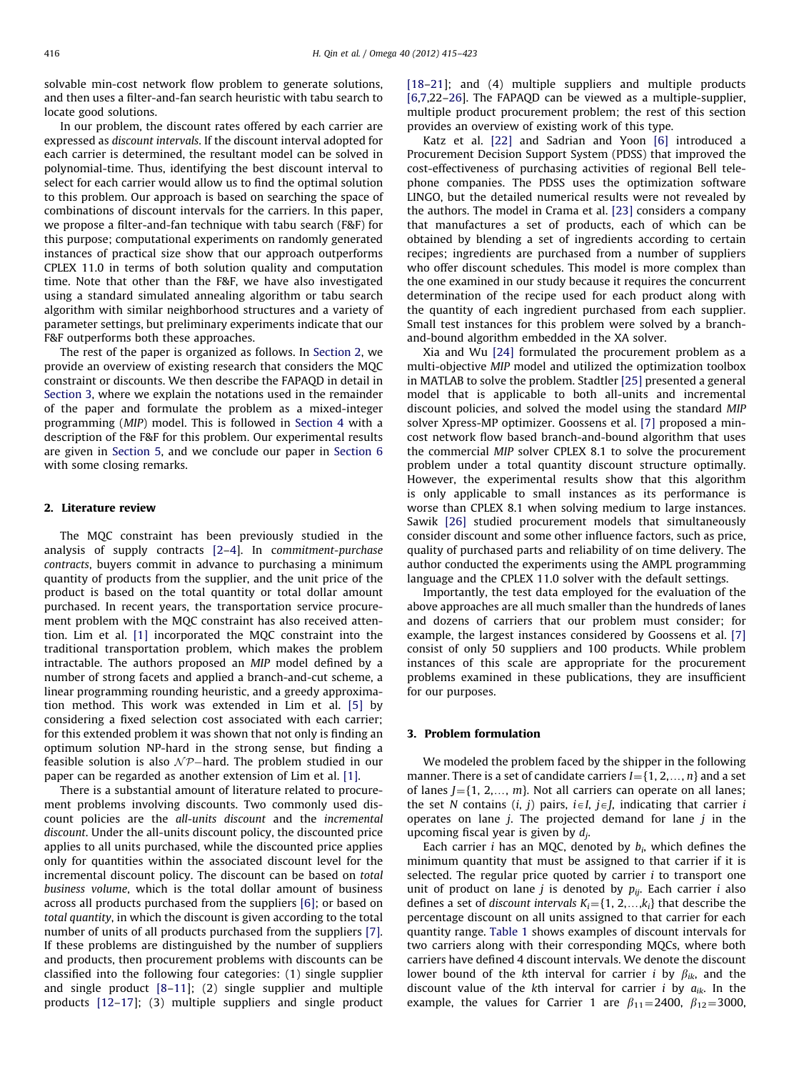solvable min-cost network flow problem to generate solutions, and then uses a filter-and-fan search heuristic with tabu search to locate good solutions.

In our problem, the discount rates offered by each carrier are expressed as *discount intervals*. If the discount interval adopted for each carrier is determined, the resultant model can be solved in polynomial-time. Thus, identifying the best discount interval to select for each carrier would allow us to find the optimal solution to this problem. Our approach is based on searching the space of combinations of discount intervals for the carriers. In this paper, we propose a filter-and-fan technique with tabu search (F&F) for this purpose; computational experiments on randomly generated instances of practical size show that our approach outperforms CPLEX 11.0 in terms of both solution quality and computation time. Note that other than the F&F, we have also investigated using a standard simulated annealing algorithm or tabu search algorithm with similar neighborhood structures and a variety of parameter settings, but preliminary experiments indicate that our F&F outperforms both these approaches.

The rest of the paper is organized as follows. In Section 2, we provide an overview of existing research that considers the MQC constraint or discounts. We then describe the FAPAQD in detail in Section 3, where we explain the notations used in the remainder of the paper and formulate the problem as a mixed-integer programming (*MIP*) model. This is followed in Section 4 with a description of the F&F for this problem. Our experimental results are given in Section 5, and we conclude our paper in Section 6 with some closing remarks.

## 2. Literature review

The MQC constraint has been previously studied in the analysis of supply contracts [2–4]. In *commitment-purchase contracts*, buyers commit in advance to purchasing a minimum quantity of products from the supplier, and the unit price of the product is based on the total quantity or total dollar amount purchased. In recent years, the transportation service procurement problem with the MQC constraint has also received attention. Lim et al. [1] incorporated the MQC constraint into the traditional transportation problem, which makes the problem intractable. The authors proposed an *MIP* model defined by a number of strong facets and applied a branch-and-cut scheme, a linear programming rounding heuristic, and a greedy approximation method. This work was extended in Lim et al. [5] by considering a fixed selection cost associated with each carrier; for this extended problem it was shown that not only is finding an optimum solution NP-hard in the strong sense, but finding a feasible solution is also $\mathcal{NP}-$hard. The problem studied in our paper can be regarded as another extension of Lim et al. [1].

There is a substantial amount of literature related to procurement problems involving discounts. Two commonly used discount policies are the *all-units discount* and the *incremental discount*. Under the all-units discount policy, the discounted price applies to all units purchased, while the discounted price applies only for quantities within the associated discount level for the incremental discount policy. The discount can be based on *total business volume*, which is the total dollar amount of business across all products purchased from the suppliers [6]; or based on *total quantity*, in which the discount is given according to the total number of units of all products purchased from the suppliers [7]. If these problems are distinguished by the number of suppliers and products, then procurement problems with discounts can be classified into the following four categories: (1) single supplier and single product [8–11]; (2) single supplier and multiple products [12–17]; (3) multiple suppliers and single product [18–21]; and (4) multiple suppliers and multiple products [6,7,22–26]. The FAPAQD can be viewed as a multiple-supplier, multiple product procurement problem; the rest of this section provides an overview of existing work of this type.

Katz et al. [22] and Sadrian and Yoon [6] introduced a Procurement Decision Support System (PDSS) that improved the cost-effectiveness of purchasing activities of regional Bell telephone companies. The PDSS uses the optimization software LINGO, but the detailed numerical results were not revealed by the authors. The model in Crama et al. [23] considers a company that manufactures a set of products, each of which can be obtained by blending a set of ingredients according to certain recipes; ingredients are purchased from a number of suppliers who offer discount schedules. This model is more complex than the one examined in our study because it requires the concurrent determination of the recipe used for each product along with the quantity of each ingredient purchased from each supplier. Small test instances for this problem were solved by a branch-and-bound algorithm embedded in the XA solver.

Xia and Wu [24] formulated the procurement problem as a multi-objective *MIP* model and utilized the optimization toolbox in MATLAB to solve the problem. Stadtler [25] presented a general model that is applicable to both all-units and incremental discount policies, and solved the model using the standard *MIP* solver Xpress-MP optimizer. Goossens et al. [7] proposed a min-cost network flow based branch-and-bound algorithm that uses the commercial *MIP* solver CPLEX 8.1 to solve the procurement problem under a total quantity discount structure optimally. However, the experimental results show that this algorithm is only applicable to small instances as its performance is worse than CPLEX 8.1 when solving medium to large instances. Sawik [26] studied procurement models that simultaneously consider discount and some other influence factors, such as price, quality of purchased parts and reliability of on time delivery. The author conducted the experiments using the AMPL programming language and the CPLEX 11.0 solver with the default settings.

Importantly, the test data employed for the evaluation of the above approaches are all much smaller than the hundreds of lanes and dozens of carriers that our problem must consider; for example, the largest instances considered by Goossens et al. [7] consist of only 50 suppliers and 100 products. While problem instances of this scale are appropriate for the procurement problems examined in these publications, they are insufficient for our purposes.

## 3. Problem formulation

We modeled the problem faced by the shipper in the following manner. There is a set of candidate carriers $I=\{1, 2,\ldots, n\}$ and a set of lanes $J=\{1, 2,\ldots, m\}$. Not all carriers can operate on all lanes; the set $N$ contains $(i, j)$ pairs, $i\in I$, $j\in J$, indicating that carrier $i$ operates on lane $j$. The projected demand for lane $j$ in the upcoming fiscal year is given by $d_j$.

Each carrier $i$ has an MQC, denoted by $b_i$, which defines the minimum quantity that must be assigned to that carrier if it is selected. The regular price quoted by carrier $i$ to transport one unit of product on lane $j$ is denoted by $p_{ij}$. Each carrier $i$ also defines a set of *discount intervals* $K_i=\{1, 2,\ldots,k_i\}$ that describe the percentage discount on all units assigned to that carrier for each quantity range. Table 1 shows examples of discount intervals for two carriers along with their corresponding MQCs, where both carriers have defined 4 discount intervals. We denote the discount lower bound of the $k$th interval for carrier $i$ by $\beta_{ik}$, and the discount value of the $k$th interval for carrier $i$ by $a_{ik}$. In the example, the values for Carrier 1 are $\beta_{11}=2400$, $\beta_{12}=3000$,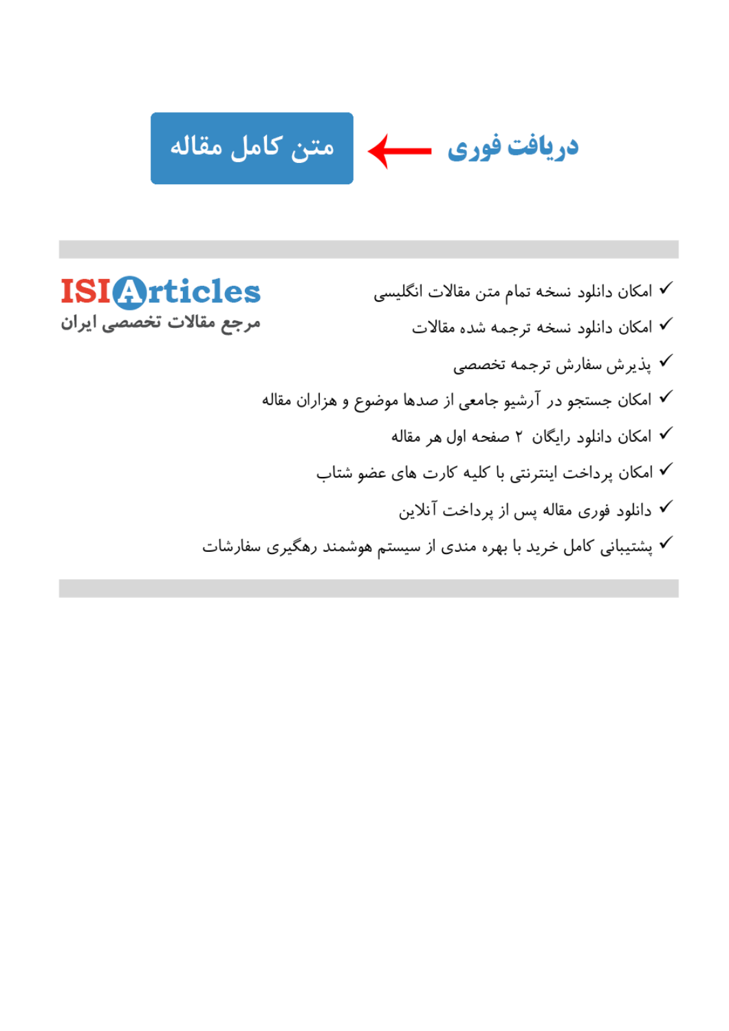دریافت فوری ← متن کامل مقاله

ISIArticles
مرجع مقالات تخصصی ایران

- ✓ امکان دانلود نسخه تمام متن مقالات انگلیسی
- ✓ امکان دانلود نسخه ترجمه شده مقالات
- ✓ پذیرش سفارش ترجمه تخصصی
- ✓ امکان جستجو در آرشیو جامعی از صدها موضوع و هزاران مقاله
- ✓ امکان دانلود رایگان ۲ صفحه اول هر مقاله
- ✓ امکان پرداخت اینترنتی با کلیه کارت های عضو شتاب
- ✓ دانلود فوری مقاله پس از پرداخت آنلاین
- ✓ پشتیبانی کامل خرید با بهره مندی از سیستم هوشمند رهگیری سفارشات